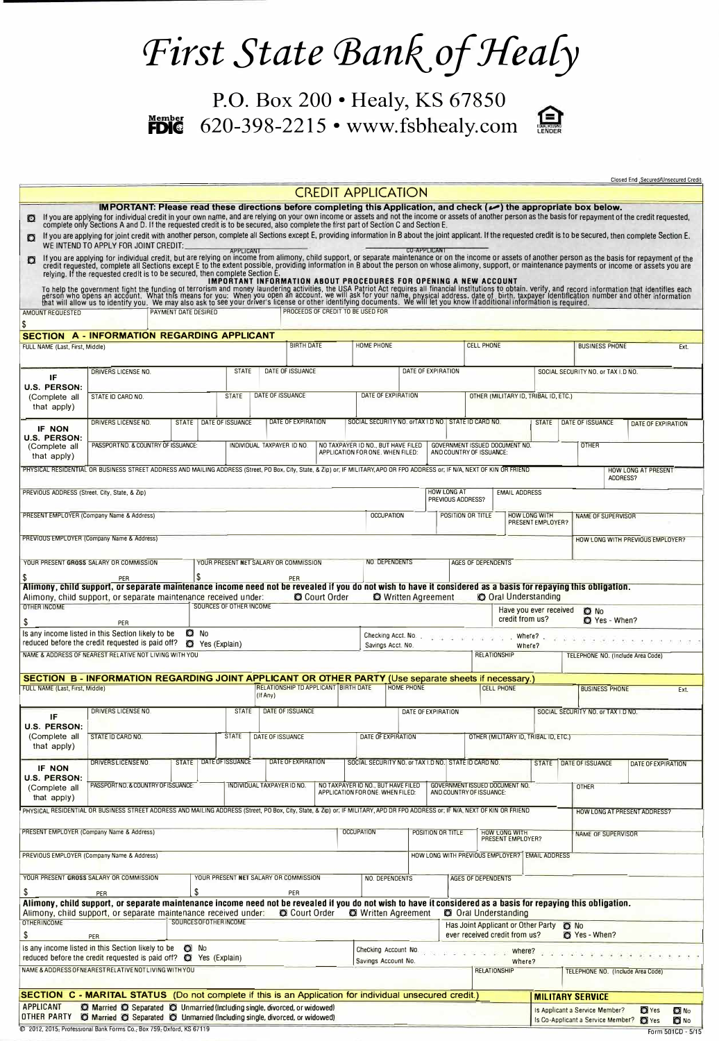# *First State Bank of Healy*

P.O. Box 200 • Healy, KS 67850

Member FDIC 620-398-2215 • www.fsbhealy.com EQUAL HOUSING LENDER

Closed End Secured/Unsecured Credit

## CREDIT APPLICATION

**IMPORTANT: Please read these directions before completing this Application, and check (✓) the appropriate box below.**

- ☐ If you are applying for individual credit in your own name, and are relying on your own income or assets and not the income or assets of another person as the basis for repayment of the credit requested, complete only Sections A and D. If the requested credit is to be secured, also complete the first part of Section C and Section E.
- ☐ If you are applying for joint credit with another person, complete all Sections except E, providing information in B about the joint applicant. If the requested credit is to be secured, then complete Section E. WE INTEND TO APPLY FOR JOINT CREDIT: ______________ APPLICANT ______________ CO-APPLICANT
- ☐ If you are applying for individual credit, but are relying on income from alimony, child support, or separate maintenance or on the income or assets of another person as the basis for repayment of the credit requested, complete all Sections except E to the extent possible, providing information in B about the person on whose alimony, support, or maintenance payments or income or assets you are relying. If the requested credit is to be secured, then complete Section E.

**IMPORTANT INFORMATION ABOUT PROCEDURES FOR OPENING A NEW ACCOUNT**

To help the government fight the funding of terrorism and money laundering activities, the USA Patriot Act requires all financial institutions to obtain, verify, and record information that identifies each person who opens an account. What this means for you: When you open an account, we will ask for your name, physical address, date of birth, taxpayer identification number and other information that will allow us to identify you. We may also ask to see your driver's license or other identifying documents. We will let you know if additional information is required.

| AMOUNT REQUESTED | PAYMENT DATE DESIRED | PROCEEDS OF CREDIT TO BE USED FOR |
|---|---|---|
| $ | | |

### SECTION A - INFORMATION REGARDING APPLICANT

| FULL NAME (Last, First, Middle) | BIRTH DATE | HOME PHONE | CELL PHONE | BUSINESS PHONE Ext. |
|---|---|---|---|---|
| | | | | |

**IF U.S. PERSON:** (Complete all that apply)

| DRIVERS LICENSE NO. | STATE | DATE OF ISSUANCE | DATE OF EXPIRATION | SOCIAL SECURITY NO. or TAX I.D NO. |
|---|---|---|---|---|
| | | | | |

| STATE ID CARD NO. | STATE | DATE OF ISSUANCE | DATE OF EXPIRATION | OTHER (MILITARY ID, TRIBAL ID, ETC.) |
|---|---|---|---|---|
| | | | | |

**IF NON U.S. PERSON:** (Complete all that apply)

| DRIVERS LICENSE NO. | STATE | DATE OF ISSUANCE | DATE OF EXPIRATION | SOCIAL SECURITY NO. or TAX I.D NO. | STATE ID CARD NO. | STATE | DATE OF ISSUANCE | DATE OF EXPIRATION |
|---|---|---|---|---|---|---|---|---|
| | | | | | | | | |

| PASSPORT NO. & COUNTRY OF ISSUANCE | INDIVIDUAL TAXPAYER ID NO | NO TAXPAYER ID NO., BUT HAVE FILED APPLICATION FOR ONE. WHEN FILED: | GOVERNMENT ISSUED DOCUMENT NO. AND COUNTRY OF ISSUANCE: | OTHER |
|---|---|---|---|---|
| | | | | |

| PHYSICAL RESIDENTIAL OR BUSINESS STREET ADDRESS AND MAILING ADDRESS (Street, PO Box, City, State, & Zip) or; IF MILITARY, APO OR FPO ADDRESS or; IF N/A, NEXT OF KIN OR FRIEND | HOW LONG AT PRESENT ADDRESS? |
|---|---|
| | |

| PREVIOUS ADDRESS (Street, City, State, & Zip) | HOW LONG AT PREVIOUS ADDRESS? | EMAIL ADDRESS |
|---|---|---|
| | | |

| PRESENT EMPLOYER (Company Name & Address) | OCCUPATION | POSITION OR TITLE | HOW LONG WITH PRESENT EMPLOYER? | NAME OF SUPERVISOR |
|---|---|---|---|---|
| | | | | |

| PREVIOUS EMPLOYER (Company Name & Address) | HOW LONG WITH PREVIOUS EMPLOYER? |
|---|---|
| | |

| YOUR PRESENT GROSS SALARY OR COMMISSION | YOUR PRESENT NET SALARY OR COMMISSION | NO. DEPENDENTS | AGES OF DEPENDENTS |
|---|---|---|---|
| $ PER | $ PER | | |

**Alimony, child support, or separate maintenance income need not be revealed if you do not wish to have it considered as a basis for repaying this obligation.**

Alimony, child support, or separate maintenance received under: ☐ Court Order ☐ Written Agreement ☐ Oral Understanding

| OTHER INCOME | SOURCES OF OTHER INCOME | Have you ever received credit from us? |
|---|---|---|
| $ PER | | ☐ No ☐ Yes - When? |

| Is any income listed in this Section likely to be reduced before the credit requested is paid off? | Checking Acct. No. / Savings Acct. No. | Where? / Where? |
|---|---|---|
| ☐ No ☐ Yes (Explain) | | |

| NAME & ADDRESS OF NEAREST RELATIVE NOT LIVING WITH YOU | RELATIONSHIP | TELEPHONE NO. (Include Area Code) |
|---|---|---|
| | | |

### SECTION B - INFORMATION REGARDING JOINT APPLICANT OR OTHER PARTY (Use separate sheets if necessary.)

| FULL NAME (Last, First, Middle) | RELATIONSHIP TO APPLICANT (If Any) | BIRTH DATE | HOME PHONE | CELL PHONE | BUSINESS PHONE Ext. |
|---|---|---|---|---|---|
| | | | | | |

**IF U.S. PERSON:** (Complete all that apply)

| DRIVERS LICENSE NO. | STATE | DATE OF ISSUANCE | DATE OF EXPIRATION | SOCIAL SECURITY NO. or TAX I.D NO. |
|---|---|---|---|---|
| | | | | |

| STATE ID CARD NO. | STATE | DATE OF ISSUANCE | DATE OF EXPIRATION | OTHER (MILITARY ID, TRIBAL ID, ETC.) |
|---|---|---|---|---|
| | | | | |

**IF NON U.S. PERSON:** (Complete all that apply)

| DRIVERS LICENSE NO. | STATE | DATE OF ISSUANCE | DATE OF EXPIRATION | SOCIAL SECURITY NO. or TAX I.D NO. | STATE ID CARD NO. | STATE | DATE OF ISSUANCE | DATE OF EXPIRATION |
|---|---|---|---|---|---|---|---|---|
| | | | | | | | | |

| PASSPORT NO. & COUNTRY OF ISSUANCE | INDIVIDUAL TAXPAYER ID NO. | NO TAXPAYER ID NO., BUT HAVE FILED APPLICATION FOR ONE. WHEN FILED: | GOVERNMENT ISSUED DOCUMENT NO. AND COUNTRY OF ISSUANCE: | OTHER |
|---|---|---|---|---|
| | | | | |

| PHYSICAL RESIDENTIAL OR BUSINESS STREET ADDRESS AND MAILING ADDRESS (Street, PO Box, City, State, & Zip) or; IF MILITARY, APO OR FPO ADDRESS or; IF N/A, NEXT OF KIN OR FRIEND | HOW LONG AT PRESENT ADDRESS? |
|---|---|
| | |

| PRESENT EMPLOYER (Company Name & Address) | OCCUPATION | POSITION OR TITLE | HOW LONG WITH PRESENT EMPLOYER? | NAME OF SUPERVISOR |
|---|---|---|---|---|
| | | | | |

| PREVIOUS EMPLOYER (Company Name & Address) | HOW LONG WITH PREVIOUS EMPLOYER? | EMAIL ADDRESS |
|---|---|---|
| | | |

| YOUR PRESENT GROSS SALARY OR COMMISSION | YOUR PRESENT NET SALARY OR COMMISSION | NO. DEPENDENTS | AGES OF DEPENDENTS |
|---|---|---|---|
| $ PER | $ PER | | |

**Alimony, child support, or separate maintenance income need not be revealed if you do not wish to have it considered as a basis for repaying this obligation.**

Alimony, child support, or separate maintenance received under: ☐ Court Order ☐ Written Agreement ☐ Oral Understanding

| OTHER INCOME | SOURCES OF OTHER INCOME | Has Joint Applicant or Other Party ever received credit from us? |
|---|---|---|
| $ PER | | ☐ No ☐ Yes - When? |

| Is any income listed in this Section likely to be reduced before the credit requested is paid off? | Checking Account No. / Savings Account No. | Where? / Where? |
|---|---|---|
| ☐ No ☐ Yes (Explain) | | |

| NAME & ADDRESS OF NEAREST RELATIVE NOT LIVING WITH YOU | RELATIONSHIP | TELEPHONE NO. (Include Area Code) |
|---|---|---|
| | | |

### SECTION C - MARITAL STATUS (Do not complete if this is an Application for individual unsecured credit.)

| | | MILITARY SERVICE | | |
|---|---|---|---|---|
| APPLICANT | ☐ Married ☐ Separated ☐ Unmarried (Including single, divorced, or widowed) | Is Applicant a Service Member? | ☐ Yes | ☐ No |
| OTHER PARTY | ☐ Married ☐ Separated ☐ Unmarried (Including single, divorced, or widowed) | Is Co-Applicant a Service Member? | ☐ Yes | ☐ No |

© 2012, 2015; Professional Bank Forms Co., Box 759, Oxford, KS 67119

Form 501CD - 5/15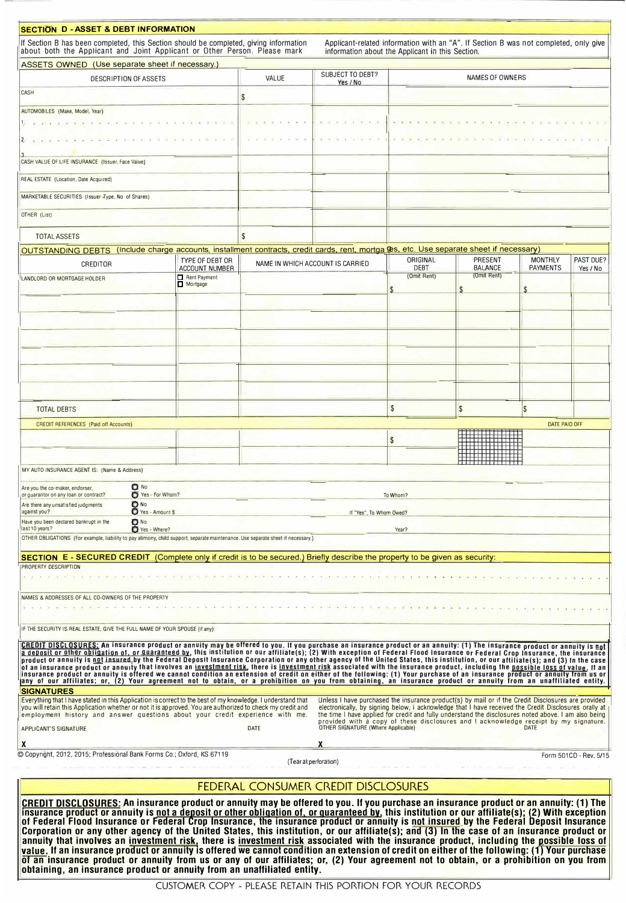## SECTION D - ASSET & DEBT INFORMATION

If Section B has been completed, this Section should be completed, giving information about both the Applicant and Joint Applicant or Other Person. Please mark Applicant-related information with an "A". If Section B was not completed, only give information about the Applicant in this Section.

**ASSETS OWNED** (Use separate sheet if necessary.)

| DESCRIPTION OF ASSETS | VALUE | SUBJECT TO DEBT? Yes / No | NAMES OF OWNERS |
|---|---|---|---|
| CASH | $ | | |
| AUTOMOBILES (Make, Model, Year) | | | |
| 1. | | | |
| 2. | | | |
| 3. | | | |
| CASH VALUE OF LIFE INSURANCE (Issuer, Face Value) | | | |
| REAL ESTATE (Location, Date Acquired) | | | |
| MARKETABLE SECURITIES (Issuer, Type, No. of Shares) | | | |
| OTHER (List) | | | |
| TOTAL ASSETS | $ | | |

**OUTSTANDING DEBTS** (Include charge accounts, installment contracts, credit cards, rent, mortgages, etc. Use separate sheet if necessary)

| CREDITOR | TYPE OF DEBT OR ACCOUNT NUMBER | NAME IN WHICH ACCOUNT IS CARRIED | ORIGINAL DEBT | PRESENT BALANCE | MONTHLY PAYMENTS | PAST DUE? Yes / No |
|---|---|---|---|---|---|---|
| LANDLORD OR MORTGAGE HOLDER | ☐ Rent Payment ☐ Mortgage | | (Omit Rent) $ | (Omit Rent) $ | $ | |
| | | | | | | |
| | | | | | | |
| | | | | | | |
| | | | | | | |
| | | | | | | |
| | | | | | | |
| TOTAL DEBTS | | | $ | $ | $ | |

| CREDIT REFERENCES (Paid off Accounts) | | | | | DATE PAID OFF |
|---|---|---|---|---|---|
| | | | $ | | |
| | | | | | |

MY AUTO INSURANCE AGENT IS: (Name & Address)

Are you the co-maker, endorser, or guarantor on any loan or contract? ○ No ○ Yes - For Whom? To Whom?

Are there any unsatisfied judgments against you? ○ No ○ Yes - Amount $ If "Yes", To Whom Owed?

Have you been declared bankrupt in the last 10 years? ○ No ○ Yes - Where? Year?

OTHER OBLIGATIONS (For example, liability to pay alimony, child support, separate maintenance. Use separate sheet if necessary.)

## SECTION E - SECURED CREDIT (Complete only if credit is to be secured.) Briefly describe the property to be given as security:

PROPERTY DESCRIPTION

NAMES & ADDRESSES OF ALL CO-OWNERS OF THE PROPERTY

IF THE SECURITY IS REAL ESTATE, GIVE THE FULL NAME OF YOUR SPOUSE (if any):

**CREDIT DISCLOSURES: An insurance product or annuity may be offered to you. If you purchase an insurance product or an annuity: (1) The insurance product or annuity is not a deposit or other obligation of, or guaranteed by, this institution or our affiliate(s); (2) With exception of Federal Flood Insurance or Federal Crop Insurance, the insurance product or annuity is not insured by the Federal Deposit Insurance Corporation or any other agency of the United States, this institution, or our affiliate(s); and (3) In the case of an insurance product or annuity that involves an investment risk, there is investment risk associated with the insurance product, including the possible loss of value. If an insurance product or annuity is offered we cannot condition an extension of credit on either of the following: (1) Your purchase of an insurance product or annuity from us or any of our affiliates; or, (2) Your agreement not to obtain, or a prohibition on you from obtaining, an insurance product or annuity from an unaffiliated entity.**

## SIGNATURES

Everything that I have stated in this Application is correct to the best of my knowledge. I understand that you will retain this Application whether or not it is approved. You are authorized to check my credit and employment history and answer questions about your credit experience with me.

Unless I have purchased the insurance product(s) by mail or if the Credit Disclosures are provided electronically, by signing below, I acknowledge that I have received the Credit Disclosures orally at the time I have applied for credit and fully understand the disclosures noted above. I am also being provided with a copy of these disclosures and I acknowledge receipt by my signature.

APPLICANT'S SIGNATURE DATE

X

OTHER SIGNATURE (Where Applicable) DATE

X

© Copyright, 2012, 2015; Professional Bank Forms Co.; Oxford, KS 67119 Form 501CD - Rev. 5/15

(Tear at perforation)

## FEDERAL CONSUMER CREDIT DISCLOSURES

**CREDIT DISCLOSURES: An insurance product or annuity may be offered to you. If you purchase an insurance product or an annuity: (1) The insurance product or annuity is not a deposit or other obligation of, or guaranteed by, this institution or our affiliate(s); (2) With exception of Federal Flood Insurance or Federal Crop Insurance, the insurance product or annuity is not insured by the Federal Deposit Insurance Corporation or any other agency of the United States, this institution, or our affiliate(s); and (3) In the case of an insurance product or annuity that involves an investment risk, there is investment risk associated with the insurance product, including the possible loss of value. If an insurance product or annuity is offered we cannot condition an extension of credit on either of the following: (1) Your purchase of an insurance product or annuity from us or any of our affiliates; or, (2) Your agreement not to obtain, or a prohibition on you from obtaining, an insurance product or annuity from an unaffiliated entity.**

CUSTOMER COPY - PLEASE RETAIN THIS PORTION FOR YOUR RECORDS